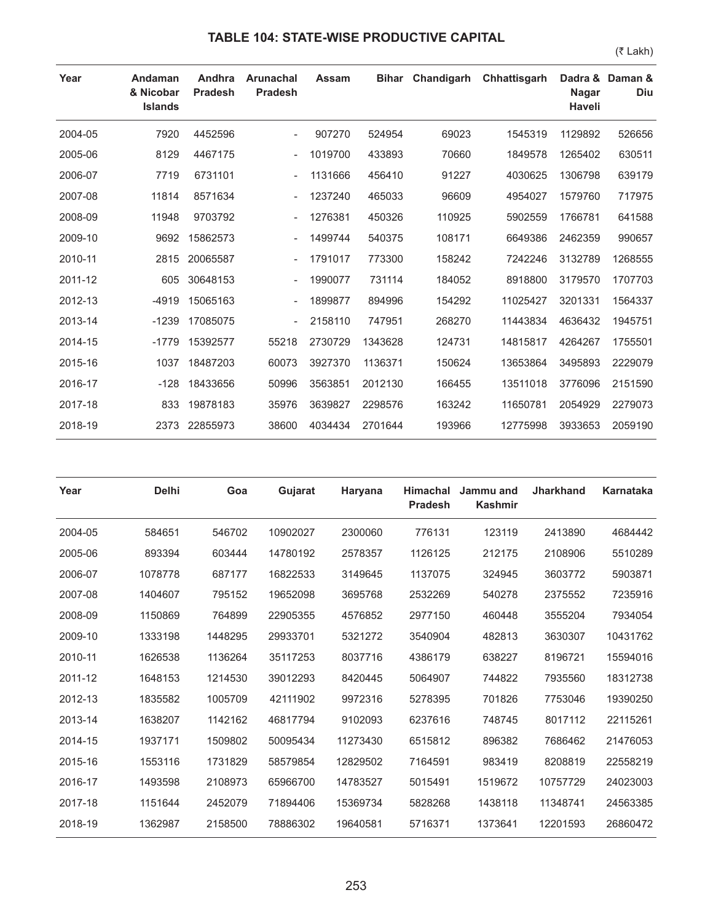# TABLE 104: STATE-WISE PRODUCTIVE CAPITAL

(₹ Lakh)

| Year | Andaman & Nicobar Islands | Andhra Pradesh | Arunachal Pradesh | Assam | Bihar | Chandigarh | Chhattisgarh | Dadra & Nagar Haveli | Daman & Diu |
|---|---|---|---|---|---|---|---|---|---|
| 2004-05 | 7920 | 4452596 | - | 907270 | 524954 | 69023 | 1545319 | 1129892 | 526656 |
| 2005-06 | 8129 | 4467175 | - | 1019700 | 433893 | 70660 | 1849578 | 1265402 | 630511 |
| 2006-07 | 7719 | 6731101 | - | 1131666 | 456410 | 91227 | 4030625 | 1306798 | 639179 |
| 2007-08 | 11814 | 8571634 | - | 1237240 | 465033 | 96609 | 4954027 | 1579760 | 717975 |
| 2008-09 | 11948 | 9703792 | - | 1276381 | 450326 | 110925 | 5902559 | 1766781 | 641588 |
| 2009-10 | 9692 | 15862573 | - | 1499744 | 540375 | 108171 | 6649386 | 2462359 | 990657 |
| 2010-11 | 2815 | 20065587 | - | 1791017 | 773300 | 158242 | 7242246 | 3132789 | 1268555 |
| 2011-12 | 605 | 30648153 | - | 1990077 | 731114 | 184052 | 8918800 | 3179570 | 1707703 |
| 2012-13 | -4919 | 15065163 | - | 1899877 | 894996 | 154292 | 11025427 | 3201331 | 1564337 |
| 2013-14 | -1239 | 17085075 | - | 2158110 | 747951 | 268270 | 11443834 | 4636432 | 1945751 |
| 2014-15 | -1779 | 15392577 | 55218 | 2730729 | 1343628 | 124731 | 14815817 | 4264267 | 1755501 |
| 2015-16 | 1037 | 18487203 | 60073 | 3927370 | 1136371 | 150624 | 13653864 | 3495893 | 2229079 |
| 2016-17 | -128 | 18433656 | 50996 | 3563851 | 2012130 | 166455 | 13511018 | 3776096 | 2151590 |
| 2017-18 | 833 | 19878183 | 35976 | 3639827 | 2298576 | 163242 | 11650781 | 2054929 | 2279073 |
| 2018-19 | 2373 | 22855973 | 38600 | 4034434 | 2701644 | 193966 | 12775998 | 3933653 | 2059190 |

| Year | Delhi | Goa | Gujarat | Haryana | Himachal Pradesh | Jammu and Kashmir | Jharkhand | Karnataka |
|---|---|---|---|---|---|---|---|---|
| 2004-05 | 584651 | 546702 | 10902027 | 2300060 | 776131 | 123119 | 2413890 | 4684442 |
| 2005-06 | 893394 | 603444 | 14780192 | 2578357 | 1126125 | 212175 | 2108906 | 5510289 |
| 2006-07 | 1078778 | 687177 | 16822533 | 3149645 | 1137075 | 324945 | 3603772 | 5903871 |
| 2007-08 | 1404607 | 795152 | 19652098 | 3695768 | 2532269 | 540278 | 2375552 | 7235916 |
| 2008-09 | 1150869 | 764899 | 22905355 | 4576852 | 2977150 | 460448 | 3555204 | 7934054 |
| 2009-10 | 1333198 | 1448295 | 29933701 | 5321272 | 3540904 | 482813 | 3630307 | 10431762 |
| 2010-11 | 1626538 | 1136264 | 35117253 | 8037716 | 4386179 | 638227 | 8196721 | 15594016 |
| 2011-12 | 1648153 | 1214530 | 39012293 | 8420445 | 5064907 | 744822 | 7935560 | 18312738 |
| 2012-13 | 1835582 | 1005709 | 42111902 | 9972316 | 5278395 | 701826 | 7753046 | 19390250 |
| 2013-14 | 1638207 | 1142162 | 46817794 | 9102093 | 6237616 | 748745 | 8017112 | 22115261 |
| 2014-15 | 1937171 | 1509802 | 50095434 | 11273430 | 6515812 | 896382 | 7686462 | 21476053 |
| 2015-16 | 1553116 | 1731829 | 58579854 | 12829502 | 7164591 | 983419 | 8208819 | 22558219 |
| 2016-17 | 1493598 | 2108973 | 65966700 | 14783527 | 5015491 | 1519672 | 10757729 | 24023003 |
| 2017-18 | 1151644 | 2452079 | 71894406 | 15369734 | 5828268 | 1438118 | 11348741 | 24563385 |
| 2018-19 | 1362987 | 2158500 | 78886302 | 19640581 | 5716371 | 1373641 | 12201593 | 26860472 |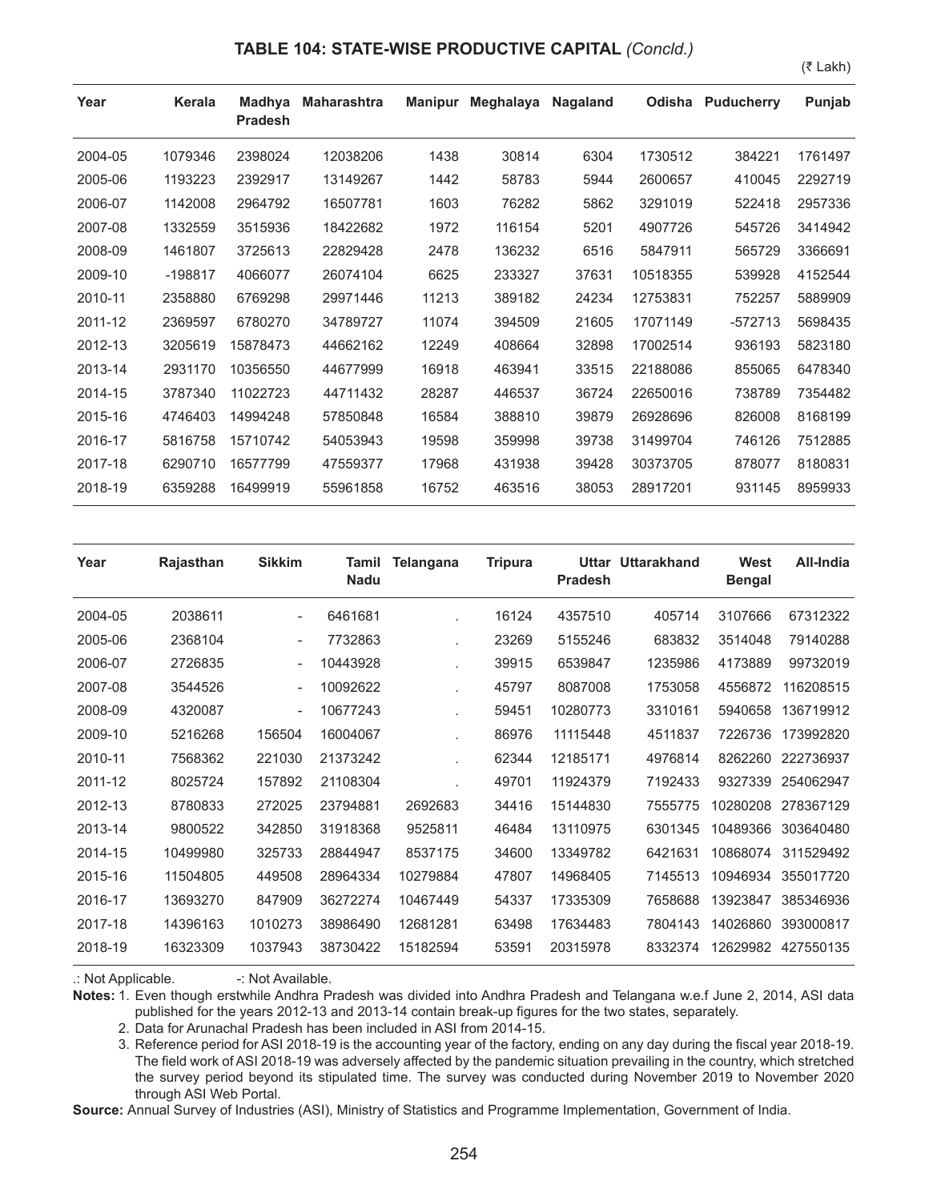## TABLE 104: STATE-WISE PRODUCTIVE CAPITAL *(Concld.)*

(₹ Lakh)

| Year | Kerala | Madhya Pradesh | Maharashtra | Manipur | Meghalaya | Nagaland | Odisha | Puducherry | Punjab |
|---|---|---|---|---|---|---|---|---|---|
| 2004-05 | 1079346 | 2398024 | 12038206 | 1438 | 30814 | 6304 | 1730512 | 384221 | 1761497 |
| 2005-06 | 1193223 | 2392917 | 13149267 | 1442 | 58783 | 5944 | 2600657 | 410045 | 2292719 |
| 2006-07 | 1142008 | 2964792 | 16507781 | 1603 | 76282 | 5862 | 3291019 | 522418 | 2957336 |
| 2007-08 | 1332559 | 3515936 | 18422682 | 1972 | 116154 | 5201 | 4907726 | 545726 | 3414942 |
| 2008-09 | 1461807 | 3725613 | 22829428 | 2478 | 136232 | 6516 | 5847911 | 565729 | 3366691 |
| 2009-10 | -198817 | 4066077 | 26074104 | 6625 | 233327 | 37631 | 10518355 | 539928 | 4152544 |
| 2010-11 | 2358880 | 6769298 | 29971446 | 11213 | 389182 | 24234 | 12753831 | 752257 | 5889909 |
| 2011-12 | 2369597 | 6780270 | 34789727 | 11074 | 394509 | 21605 | 17071149 | -572713 | 5698435 |
| 2012-13 | 3205619 | 15878473 | 44662162 | 12249 | 408664 | 32898 | 17002514 | 936193 | 5823180 |
| 2013-14 | 2931170 | 10356550 | 44677999 | 16918 | 463941 | 33515 | 22188086 | 855065 | 6478340 |
| 2014-15 | 3787340 | 11022723 | 44711432 | 28287 | 446537 | 36724 | 22650016 | 738789 | 7354482 |
| 2015-16 | 4746403 | 14994248 | 57850848 | 16584 | 388810 | 39879 | 26928696 | 826008 | 8168199 |
| 2016-17 | 5816758 | 15710742 | 54053943 | 19598 | 359998 | 39738 | 31499704 | 746126 | 7512885 |
| 2017-18 | 6290710 | 16577799 | 47559377 | 17968 | 431938 | 39428 | 30373705 | 878077 | 8180831 |
| 2018-19 | 6359288 | 16499919 | 55961858 | 16752 | 463516 | 38053 | 28917201 | 931145 | 8959933 |

| Year | Rajasthan | Sikkim | Tamil Nadu | Telangana | Tripura | Uttar Pradesh | Uttarakhand | West Bengal | All-India |
|---|---|---|---|---|---|---|---|---|---|
| 2004-05 | 2038611 | - | 6461681 | . | 16124 | 4357510 | 405714 | 3107666 | 67312322 |
| 2005-06 | 2368104 | - | 7732863 | . | 23269 | 5155246 | 683832 | 3514048 | 79140288 |
| 2006-07 | 2726835 | - | 10443928 | . | 39915 | 6539847 | 1235986 | 4173889 | 99732019 |
| 2007-08 | 3544526 | - | 10092622 | . | 45797 | 8087008 | 1753058 | 4556872 | 116208515 |
| 2008-09 | 4320087 | - | 10677243 | . | 59451 | 10280773 | 3310161 | 5940658 | 136719912 |
| 2009-10 | 5216268 | 156504 | 16004067 | . | 86976 | 11115448 | 4511837 | 7226736 | 173992820 |
| 2010-11 | 7568362 | 221030 | 21373242 | . | 62344 | 12185171 | 4976814 | 8262260 | 222736937 |
| 2011-12 | 8025724 | 157892 | 21108304 | . | 49701 | 11924379 | 7192433 | 9327339 | 254062947 |
| 2012-13 | 8780833 | 272025 | 23794881 | 2692683 | 34416 | 15144830 | 7555775 | 10280208 | 278367129 |
| 2013-14 | 9800522 | 342850 | 31918368 | 9525811 | 46484 | 13110975 | 6301345 | 10489366 | 303640480 |
| 2014-15 | 10499980 | 325733 | 28844947 | 8537175 | 34600 | 13349782 | 6421631 | 10868074 | 311529492 |
| 2015-16 | 11504805 | 449508 | 28964334 | 10279884 | 47807 | 14968405 | 7145513 | 10946934 | 355017720 |
| 2016-17 | 13693270 | 847909 | 36272274 | 10467449 | 54337 | 17335309 | 7658688 | 13923847 | 385346936 |
| 2017-18 | 14396163 | 1010273 | 38986490 | 12681281 | 63498 | 17634483 | 7804143 | 14026860 | 393000817 |
| 2018-19 | 16323309 | 1037943 | 38730422 | 15182594 | 53591 | 20315978 | 8332374 | 12629982 | 427550135 |

.: Not Applicable. -: Not Available.

**Notes:** 1. Even though erstwhile Andhra Pradesh was divided into Andhra Pradesh and Telangana w.e.f June 2, 2014, ASI data published for the years 2012-13 and 2013-14 contain break-up figures for the two states, separately.

2. Data for Arunachal Pradesh has been included in ASI from 2014-15.

3. Reference period for ASI 2018-19 is the accounting year of the factory, ending on any day during the fiscal year 2018-19. The field work of ASI 2018-19 was adversely affected by the pandemic situation prevailing in the country, which stretched the survey period beyond its stipulated time. The survey was conducted during November 2019 to November 2020 through ASI Web Portal.

**Source:** Annual Survey of Industries (ASI), Ministry of Statistics and Programme Implementation, Government of India.